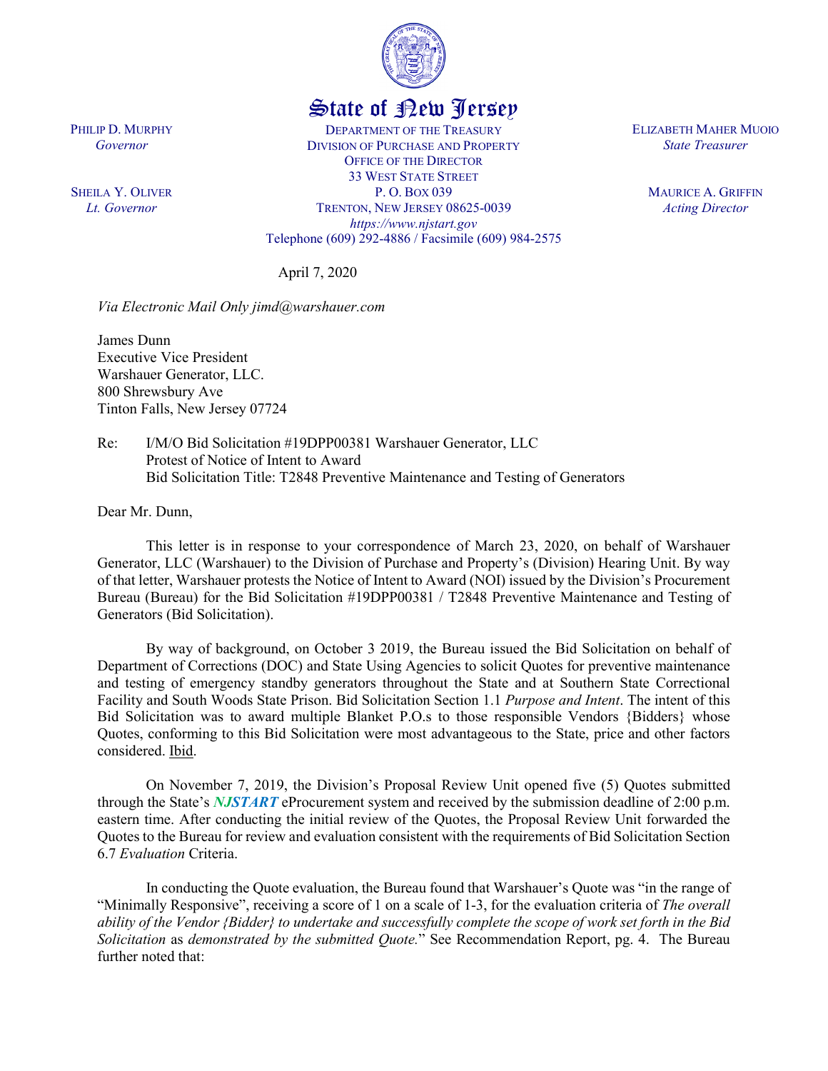State of New Jersey

PHILIP D. MURPHY
*Governor*

SHEILA Y. OLIVER
*Lt. Governor*

DEPARTMENT OF THE TREASURY
DIVISION OF PURCHASE AND PROPERTY
OFFICE OF THE DIRECTOR
33 WEST STATE STREET
P. O. BOX 039
TRENTON, NEW JERSEY 08625-0039
*https://www.njstart.gov*
Telephone (609) 292-4886 / Facsimile (609) 984-2575

ELIZABETH MAHER MUOIO
*State Treasurer*

MAURICE A. GRIFFIN
*Acting Director*

April 7, 2020

*Via Electronic Mail Only jimd@warshauer.com*

James Dunn
Executive Vice President
Warshauer Generator, LLC.
800 Shrewsbury Ave
Tinton Falls, New Jersey 07724

Re: I/M/O Bid Solicitation #19DPP00381 Warshauer Generator, LLC
Protest of Notice of Intent to Award
Bid Solicitation Title: T2848 Preventive Maintenance and Testing of Generators

Dear Mr. Dunn,

This letter is in response to your correspondence of March 23, 2020, on behalf of Warshauer Generator, LLC (Warshauer) to the Division of Purchase and Property's (Division) Hearing Unit. By way of that letter, Warshauer protests the Notice of Intent to Award (NOI) issued by the Division's Procurement Bureau (Bureau) for the Bid Solicitation #19DPP00381 / T2848 Preventive Maintenance and Testing of Generators (Bid Solicitation).

By way of background, on October 3 2019, the Bureau issued the Bid Solicitation on behalf of Department of Corrections (DOC) and State Using Agencies to solicit Quotes for preventive maintenance and testing of emergency standby generators throughout the State and at Southern State Correctional Facility and South Woods State Prison. Bid Solicitation Section 1.1 *Purpose and Intent*. The intent of this Bid Solicitation was to award multiple Blanket P.O.s to those responsible Vendors {Bidders} whose Quotes, conforming to this Bid Solicitation were most advantageous to the State, price and other factors considered. Ibid.

On November 7, 2019, the Division's Proposal Review Unit opened five (5) Quotes submitted through the State's ***NJSTART*** eProcurement system and received by the submission deadline of 2:00 p.m. eastern time. After conducting the initial review of the Quotes, the Proposal Review Unit forwarded the Quotes to the Bureau for review and evaluation consistent with the requirements of Bid Solicitation Section 6.7 *Evaluation* Criteria.

In conducting the Quote evaluation, the Bureau found that Warshauer's Quote was "in the range of "Minimally Responsive", receiving a score of 1 on a scale of 1-3, for the evaluation criteria of *The overall ability of the Vendor {Bidder} to undertake and successfully complete the scope of work set forth in the Bid Solicitation* as *demonstrated by the submitted Quote.*" See Recommendation Report, pg. 4. The Bureau further noted that: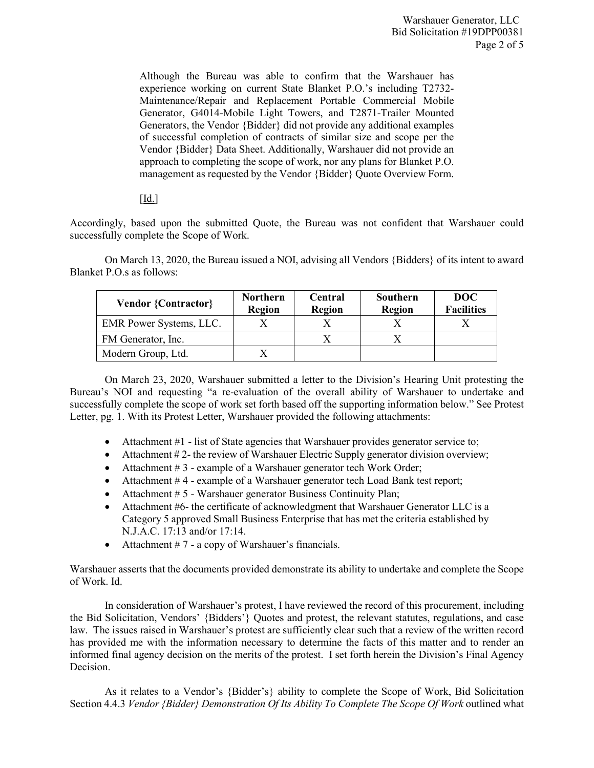> Although the Bureau was able to confirm that the Warshauer has experience working on current State Blanket P.O.'s including T2732-Maintenance/Repair and Replacement Portable Commercial Mobile Generator, G4014-Mobile Light Towers, and T2871-Trailer Mounted Generators, the Vendor {Bidder} did not provide any additional examples of successful completion of contracts of similar size and scope per the Vendor {Bidder} Data Sheet. Additionally, Warshauer did not provide an approach to completing the scope of work, nor any plans for Blanket P.O. management as requested by the Vendor {Bidder} Quote Overview Form.
>
> [Id.]

Accordingly, based upon the submitted Quote, the Bureau was not confident that Warshauer could successfully complete the Scope of Work.

On March 13, 2020, the Bureau issued a NOI, advising all Vendors {Bidders} of its intent to award Blanket P.O.s as follows:

| Vendor {Contractor} | Northern Region | Central Region | Southern Region | DOC Facilities |
|---|---|---|---|---|
| EMR Power Systems, LLC. | X | X | X | X |
| FM Generator, Inc. | | X | X | |
| Modern Group, Ltd. | X | | | |

On March 23, 2020, Warshauer submitted a letter to the Division's Hearing Unit protesting the Bureau's NOI and requesting "a re-evaluation of the overall ability of Warshauer to undertake and successfully complete the scope of work set forth based off the supporting information below." See Protest Letter, pg. 1. With its Protest Letter, Warshauer provided the following attachments:

- Attachment #1 - list of State agencies that Warshauer provides generator service to;
- Attachment # 2- the review of Warshauer Electric Supply generator division overview;
- Attachment # 3 - example of a Warshauer generator tech Work Order;
- Attachment # 4 - example of a Warshauer generator tech Load Bank test report;
- Attachment # 5 - Warshauer generator Business Continuity Plan;
- Attachment #6- the certificate of acknowledgment that Warshauer Generator LLC is a Category 5 approved Small Business Enterprise that has met the criteria established by N.J.A.C. 17:13 and/or 17:14.
- Attachment # 7 - a copy of Warshauer's financials.

Warshauer asserts that the documents provided demonstrate its ability to undertake and complete the Scope of Work. Id.

In consideration of Warshauer's protest, I have reviewed the record of this procurement, including the Bid Solicitation, Vendors' {Bidders'} Quotes and protest, the relevant statutes, regulations, and case law. The issues raised in Warshauer's protest are sufficiently clear such that a review of the written record has provided me with the information necessary to determine the facts of this matter and to render an informed final agency decision on the merits of the protest. I set forth herein the Division's Final Agency Decision.

As it relates to a Vendor's {Bidder's} ability to complete the Scope of Work, Bid Solicitation Section 4.4.3 *Vendor {Bidder} Demonstration Of Its Ability To Complete The Scope Of Work* outlined what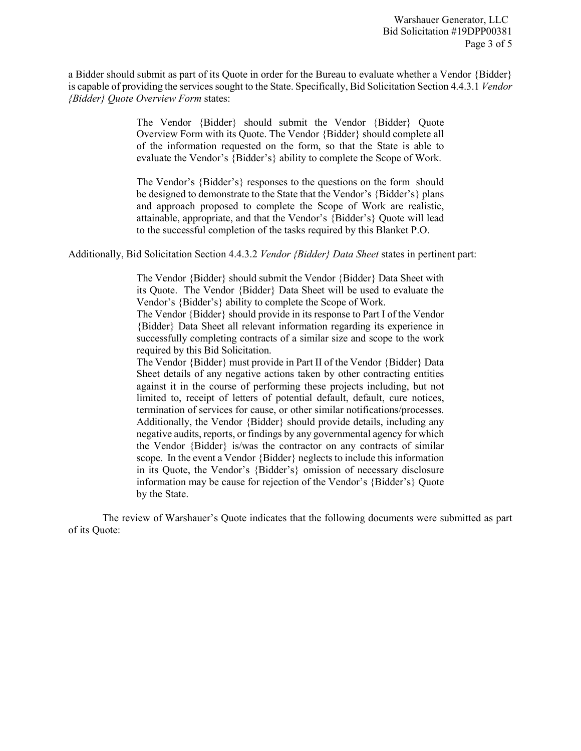a Bidder should submit as part of its Quote in order for the Bureau to evaluate whether a Vendor {Bidder} is capable of providing the services sought to the State. Specifically, Bid Solicitation Section 4.4.3.1 *Vendor {Bidder} Quote Overview Form* states:

> The Vendor {Bidder} should submit the Vendor {Bidder} Quote Overview Form with its Quote. The Vendor {Bidder} should complete all of the information requested on the form, so that the State is able to evaluate the Vendor's {Bidder's} ability to complete the Scope of Work.
>
> The Vendor's {Bidder's} responses to the questions on the form should be designed to demonstrate to the State that the Vendor's {Bidder's} plans and approach proposed to complete the Scope of Work are realistic, attainable, appropriate, and that the Vendor's {Bidder's} Quote will lead to the successful completion of the tasks required by this Blanket P.O.

Additionally, Bid Solicitation Section 4.4.3.2 *Vendor {Bidder} Data Sheet* states in pertinent part:

> The Vendor {Bidder} should submit the Vendor {Bidder} Data Sheet with its Quote. The Vendor {Bidder} Data Sheet will be used to evaluate the Vendor's {Bidder's} ability to complete the Scope of Work.
> The Vendor {Bidder} should provide in its response to Part I of the Vendor {Bidder} Data Sheet all relevant information regarding its experience in successfully completing contracts of a similar size and scope to the work required by this Bid Solicitation.
> The Vendor {Bidder} must provide in Part II of the Vendor {Bidder} Data Sheet details of any negative actions taken by other contracting entities against it in the course of performing these projects including, but not limited to, receipt of letters of potential default, default, cure notices, termination of services for cause, or other similar notifications/processes. Additionally, the Vendor {Bidder} should provide details, including any negative audits, reports, or findings by any governmental agency for which the Vendor {Bidder} is/was the contractor on any contracts of similar scope. In the event a Vendor {Bidder} neglects to include this information in its Quote, the Vendor's {Bidder's} omission of necessary disclosure information may be cause for rejection of the Vendor's {Bidder's} Quote by the State.

The review of Warshauer's Quote indicates that the following documents were submitted as part of its Quote: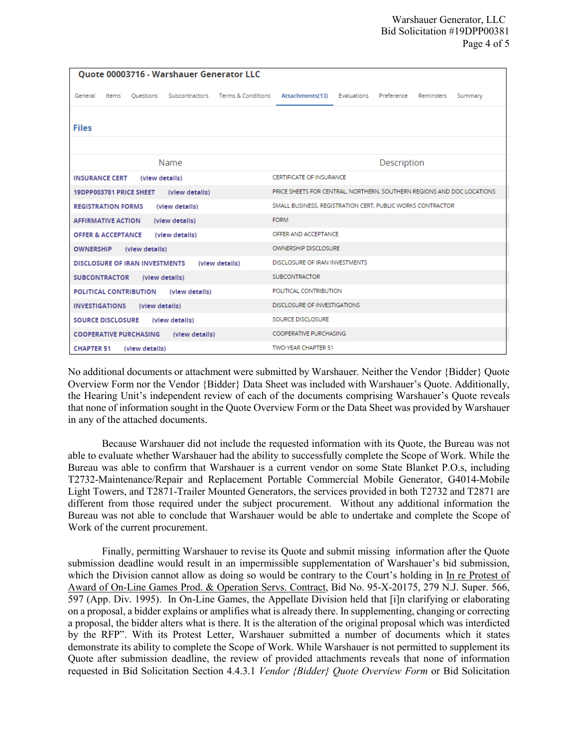**Quote 00003716 - Warshauer Generator LLC**

General | Items | Questions | Subcontractors | Terms & Conditions | Attachments(13) | Evaluations | Preference | Reminders | Summary

**Files**

| Name | Description |
|---|---|
| INSURANCE CERT (view details) | CERTIFICATE OF INSURANCE |
| 19DPP003781 PRICE SHEET (view details) | PRICE SHEETS FOR CENTRAL, NORTHERN, SOUTHERN REGIONS AND DOC LOCATIONS |
| REGISTRATION FORMS (view details) | SMALL BUSINESS, REGISTRATION CERT, PUBLIC WORKS CONTRACTOR |
| AFFIRMATIVE ACTION (view details) | FORM |
| OFFER & ACCEPTANCE (view details) | OFFER AND ACCEPTANCE |
| OWNERSHIP (view details) | OWNERSHIP DISCLOSURE |
| DISCLOSURE OF IRAN INVESTMENTS (view details) | DISCLOSURE OF IRAN INVESTMENTS |
| SUBCONTRACTOR (view details) | SUBCONTRACTOR |
| POLITICAL CONTRIBUTION (view details) | POLITICAL CONTRIBUTION |
| INVESTIGATIONS (view details) | DISCLOSURE OF INVESTIGATIONS |
| SOURCE DISCLOSURE (view details) | SOURCE DISCLOSURE |
| COOPERATIVE PURCHASING (view details) | COOPERATIVE PURCHASING |
| CHAPTER 51 (view details) | TWO-YEAR CHAPTER 51 |

No additional documents or attachment were submitted by Warshauer. Neither the Vendor {Bidder} Quote Overview Form nor the Vendor {Bidder} Data Sheet was included with Warshauer's Quote. Additionally, the Hearing Unit's independent review of each of the documents comprising Warshauer's Quote reveals that none of information sought in the Quote Overview Form or the Data Sheet was provided by Warshauer in any of the attached documents.

Because Warshauer did not include the requested information with its Quote, the Bureau was not able to evaluate whether Warshauer had the ability to successfully complete the Scope of Work. While the Bureau was able to confirm that Warshauer is a current vendor on some State Blanket P.O.s, including T2732-Maintenance/Repair and Replacement Portable Commercial Mobile Generator, G4014-Mobile Light Towers, and T2871-Trailer Mounted Generators, the services provided in both T2732 and T2871 are different from those required under the subject procurement. Without any additional information the Bureau was not able to conclude that Warshauer would be able to undertake and complete the Scope of Work of the current procurement.

Finally, permitting Warshauer to revise its Quote and submit missing information after the Quote submission deadline would result in an impermissible supplementation of Warshauer's bid submission, which the Division cannot allow as doing so would be contrary to the Court's holding in In re Protest of Award of On-Line Games Prod. & Operation Servs. Contract, Bid No. 95-X-20175, 279 N.J. Super. 566, 597 (App. Div. 1995). In On-Line Games, the Appellate Division held that [i]n clarifying or elaborating on a proposal, a bidder explains or amplifies what is already there. In supplementing, changing or correcting a proposal, the bidder alters what is there. It is the alteration of the original proposal which was interdicted by the RFP". With its Protest Letter, Warshauer submitted a number of documents which it states demonstrate its ability to complete the Scope of Work. While Warshauer is not permitted to supplement its Quote after submission deadline, the review of provided attachments reveals that none of information requested in Bid Solicitation Section 4.4.3.1 *Vendor {Bidder} Quote Overview Form* or Bid Solicitation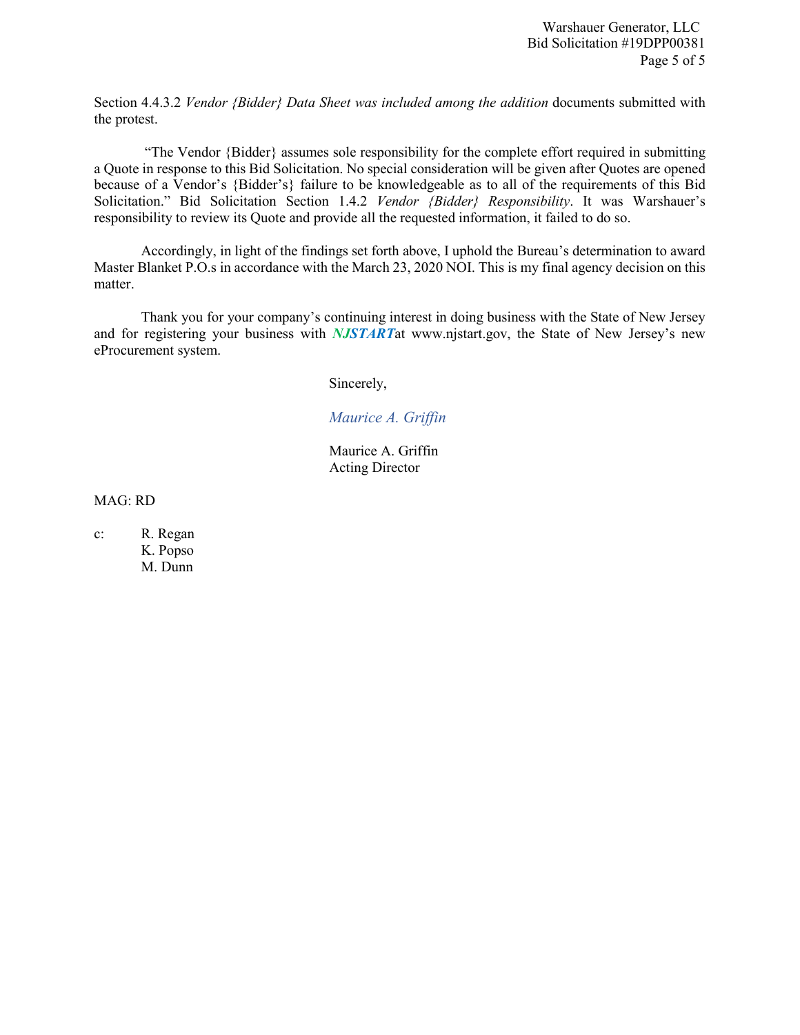Section 4.4.3.2 *Vendor {Bidder} Data Sheet was included among the addition* documents submitted with the protest.

"The Vendor {Bidder} assumes sole responsibility for the complete effort required in submitting a Quote in response to this Bid Solicitation. No special consideration will be given after Quotes are opened because of a Vendor's {Bidder's} failure to be knowledgeable as to all of the requirements of this Bid Solicitation." Bid Solicitation Section 1.4.2 *Vendor {Bidder} Responsibility*. It was Warshauer's responsibility to review its Quote and provide all the requested information, it failed to do so.

Accordingly, in light of the findings set forth above, I uphold the Bureau's determination to award Master Blanket P.O.s in accordance with the March 23, 2020 NOI. This is my final agency decision on this matter.

Thank you for your company's continuing interest in doing business with the State of New Jersey and for registering your business with ***NJSTART***at www.njstart.gov, the State of New Jersey's new eProcurement system.

Sincerely,

*Maurice A. Griffin*

Maurice A. Griffin
Acting Director

MAG: RD

c: R. Regan
K. Popso
M. Dunn